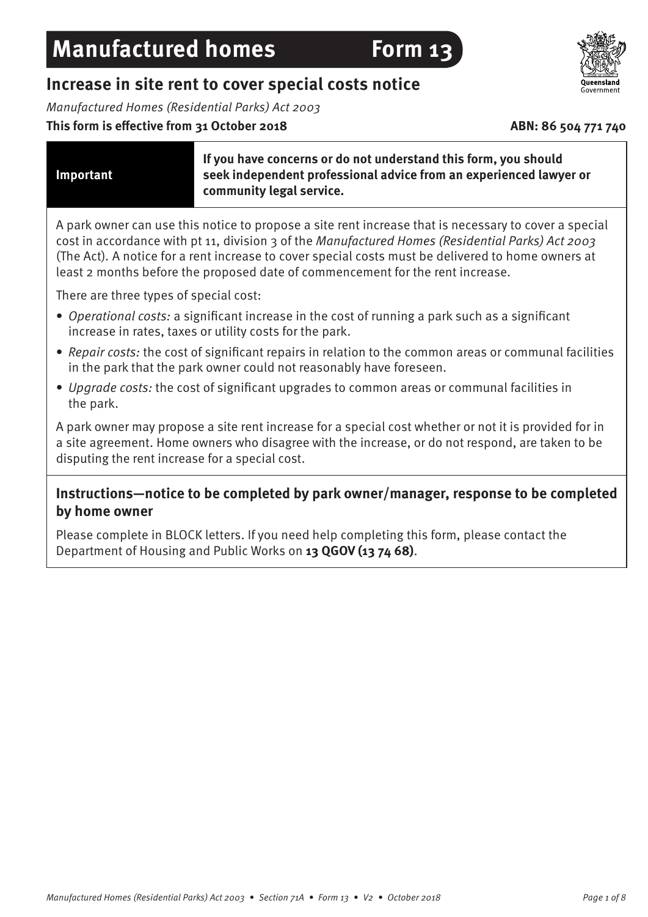# Manufactured homes Form 13

## Increase in site rent to cover special costs notice

*Manufactured Homes (Residential Parks) Act 2003*

**This form is effective from 31 October 2018** **ABN: 86 504 771 740**

| **Important** | **If you have concerns or do not understand this form, you should seek independent professional advice from an experienced lawyer or community legal service.** |
|---|---|

A park owner can use this notice to propose a site rent increase that is necessary to cover a special cost in accordance with pt 11, division 3 of the *Manufactured Homes (Residential Parks) Act 2003* (The Act). A notice for a rent increase to cover special costs must be delivered to home owners at least 2 months before the proposed date of commencement for the rent increase.

There are three types of special cost:

- *Operational costs:* a significant increase in the cost of running a park such as a significant increase in rates, taxes or utility costs for the park.
- *Repair costs:* the cost of significant repairs in relation to the common areas or communal facilities in the park that the park owner could not reasonably have foreseen.
- *Upgrade costs:* the cost of significant upgrades to common areas or communal facilities in the park.

A park owner may propose a site rent increase for a special cost whether or not it is provided for in a site agreement. Home owners who disagree with the increase, or do not respond, are taken to be disputing the rent increase for a special cost.

### Instructions—notice to be completed by park owner/manager, response to be completed by home owner

Please complete in BLOCK letters. If you need help completing this form, please contact the Department of Housing and Public Works on **13 QGOV (13 74 68)**.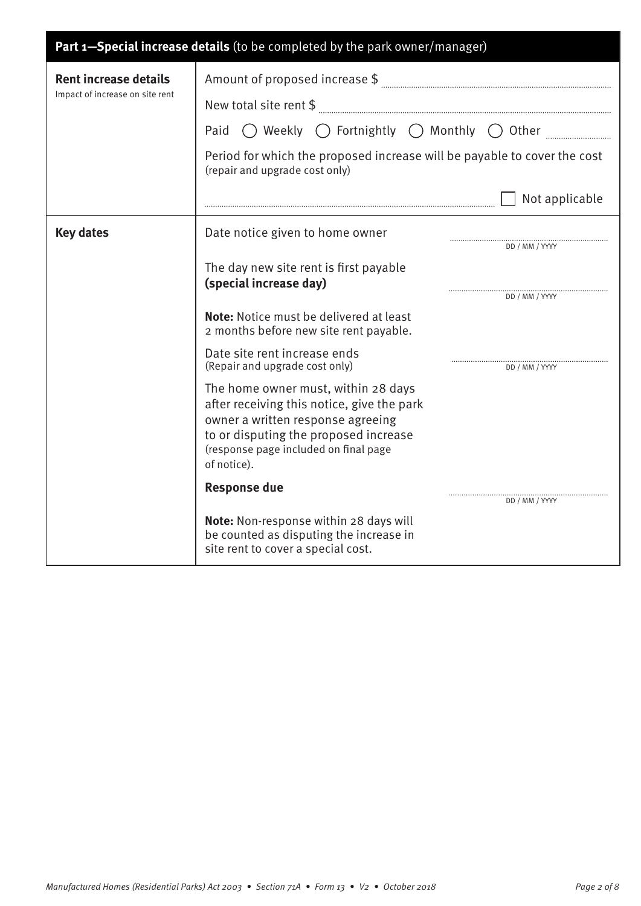## Part 1—Special increase details (to be completed by the park owner/manager)

| | |
|---|---|
| **Rent increase details**<br>Impact of increase on site rent | Amount of proposed increase $ ..................<br>New total site rent $ ..................<br>Paid ◯ Weekly ◯ Fortnightly ◯ Monthly ◯ Other ..........<br>Period for which the proposed increase will be payable to cover the cost (repair and upgrade cost only)<br>.................. ☐ Not applicable |
| **Key dates** | Date notice given to home owner .................. DD / MM / YYYY<br>The day new site rent is first payable **(special increase day)** .................. DD / MM / YYYY<br>**Note:** Notice must be delivered at least 2 months before new site rent payable.<br>Date site rent increase ends (Repair and upgrade cost only) .................. DD / MM / YYYY<br>The home owner must, within 28 days after receiving this notice, give the park owner a written response agreeing to or disputing the proposed increase (response page included on final page of notice).<br>**Response due** .................. DD / MM / YYYY<br>**Note:** Non-response within 28 days will be counted as disputing the increase in site rent to cover a special cost. |

*Manufactured Homes (Residential Parks) Act 2003 • Section 71A • Form 13 • V2 • October 2018*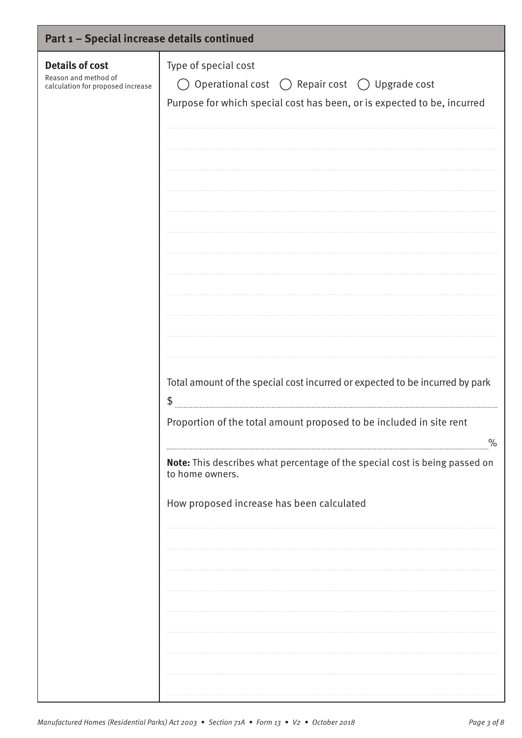## Part 1 – Special increase details continued

| **Details of cost**<br>Reason and method of calculation for proposed increase | Type of special cost<br>◯ Operational cost ◯ Repair cost ◯ Upgrade cost<br>Purpose for which special cost has been, or is expected to be, incurred<br>..........<br>..........<br>..........<br>..........<br>..........<br>..........<br>..........<br>..........<br>..........<br>..........<br>..........<br>..........<br>Total amount of the special cost incurred or expected to be incurred by park<br>$ ..........<br>Proportion of the total amount proposed to be included in site rent<br>.......... %<br>**Note:** This describes what percentage of the special cost is being passed on to home owners.<br>How proposed increase has been calculated<br>..........<br>..........<br>..........<br>..........<br>..........<br>..........<br>..........<br>..........<br>.......... |
|---|---|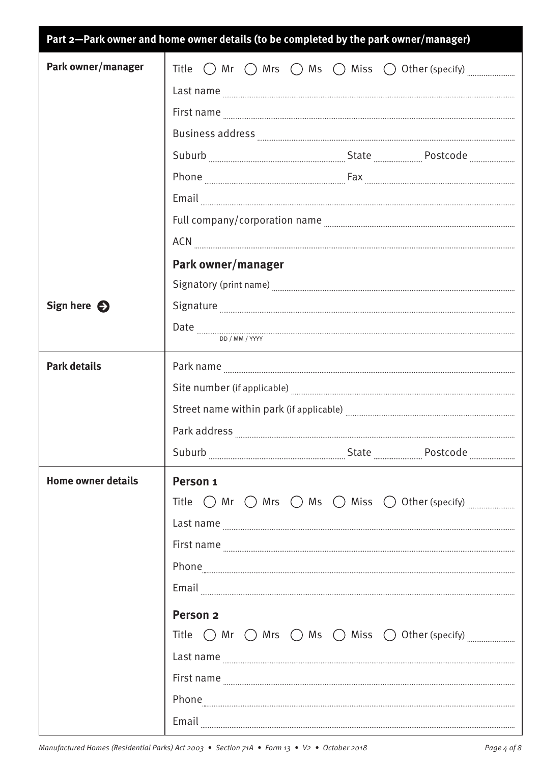## Part 2—Park owner and home owner details (to be completed by the park owner/manager)

**Park owner/manager**

Title ◯ Mr ◯ Mrs ◯ Ms ◯ Miss ◯ Other (specify) ..................

Last name ..................

First name ..................

Business address ..................

Suburb .................. State .................. Postcode ..................

Phone .................. Fax ..................

Email ..................

Full company/corporation name ..................

ACN ..................

### Park owner/manager

Signatory (print name) ..................

**Sign here** ➔ Signature ..................

Date .................. DD / MM / YYYY

**Park details**

Park name ..................

Site number (if applicable) ..................

Street name within park (if applicable) ..................

Park address ..................

Suburb .................. State .................. Postcode ..................

**Home owner details**

### Person 1

Title ◯ Mr ◯ Mrs ◯ Ms ◯ Miss ◯ Other (specify) ..................

Last name ..................

First name ..................

Phone ..................

Email ..................

### Person 2

Title ◯ Mr ◯ Mrs ◯ Ms ◯ Miss ◯ Other (specify) ..................

Last name ..................

First name ..................

Phone ..................

Email ..................

*Manufactured Homes (Residential Parks) Act 2003 • Section 71A • Form 13 • V2 • October 2018*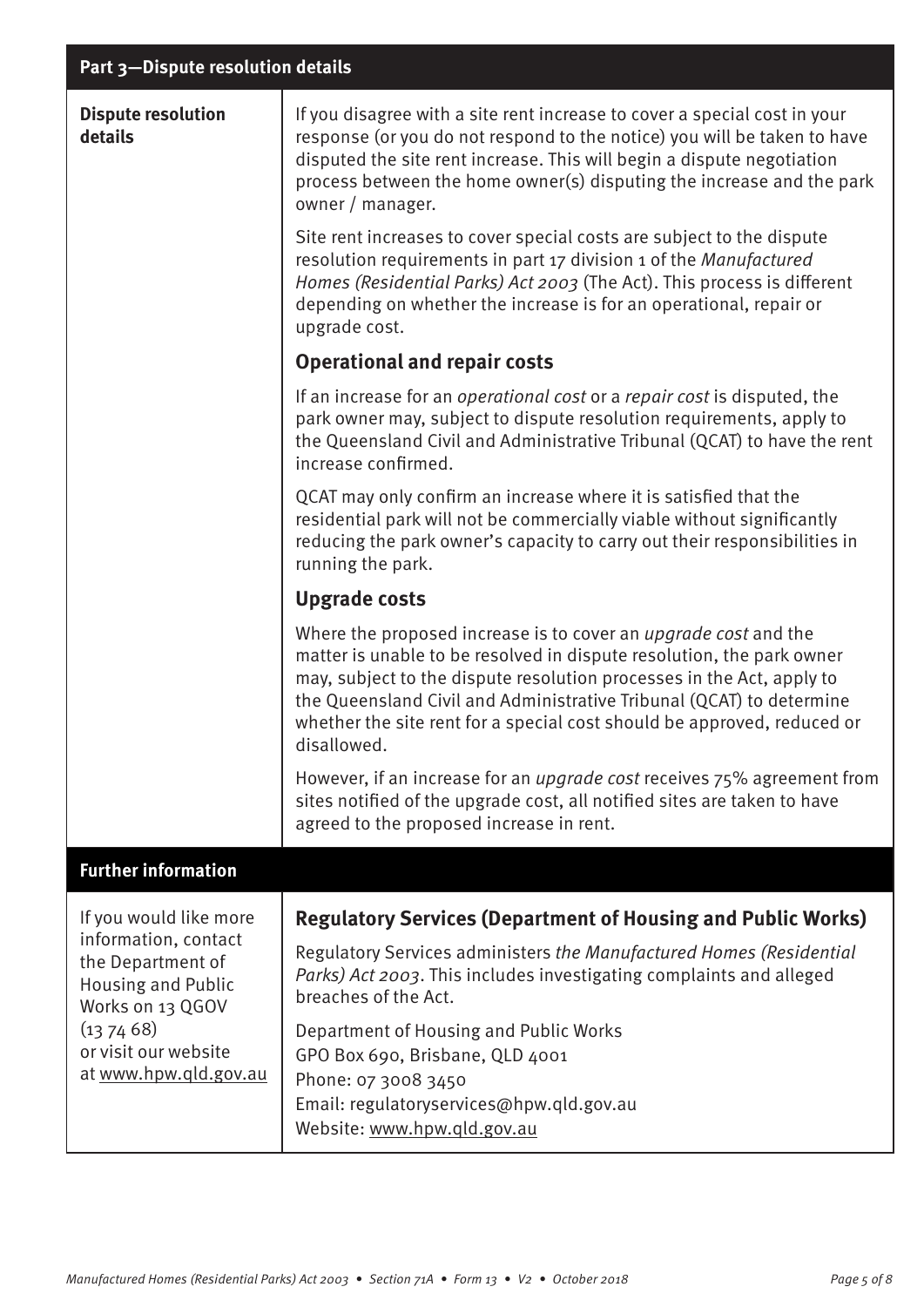## Part 3—Dispute resolution details

**Dispute resolution details**

If you disagree with a site rent increase to cover a special cost in your response (or you do not respond to the notice) you will be taken to have disputed the site rent increase. This will begin a dispute negotiation process between the home owner(s) disputing the increase and the park owner / manager.

Site rent increases to cover special costs are subject to the dispute resolution requirements in part 17 division 1 of the *Manufactured Homes (Residential Parks) Act 2003* (The Act). This process is different depending on whether the increase is for an operational, repair or upgrade cost.

### Operational and repair costs

If an increase for an *operational cost* or a *repair cost* is disputed, the park owner may, subject to dispute resolution requirements, apply to the Queensland Civil and Administrative Tribunal (QCAT) to have the rent increase confirmed.

QCAT may only confirm an increase where it is satisfied that the residential park will not be commercially viable without significantly reducing the park owner's capacity to carry out their responsibilities in running the park.

### Upgrade costs

Where the proposed increase is to cover an *upgrade cost* and the matter is unable to be resolved in dispute resolution, the park owner may, subject to the dispute resolution processes in the Act, apply to the Queensland Civil and Administrative Tribunal (QCAT) to determine whether the site rent for a special cost should be approved, reduced or disallowed.

However, if an increase for an *upgrade cost* receives 75% agreement from sites notified of the upgrade cost, all notified sites are taken to have agreed to the proposed increase in rent.

## Further information

If you would like more information, contact the Department of Housing and Public Works on 13 QGOV (13 74 68) or visit our website at www.hpw.qld.gov.au

### Regulatory Services (Department of Housing and Public Works)

Regulatory Services administers *the Manufactured Homes (Residential Parks) Act 2003*. This includes investigating complaints and alleged breaches of the Act.

Department of Housing and Public Works
GPO Box 690, Brisbane, QLD 4001
Phone: 07 3008 3450
Email: regulatoryservices@hpw.qld.gov.au
Website: www.hpw.qld.gov.au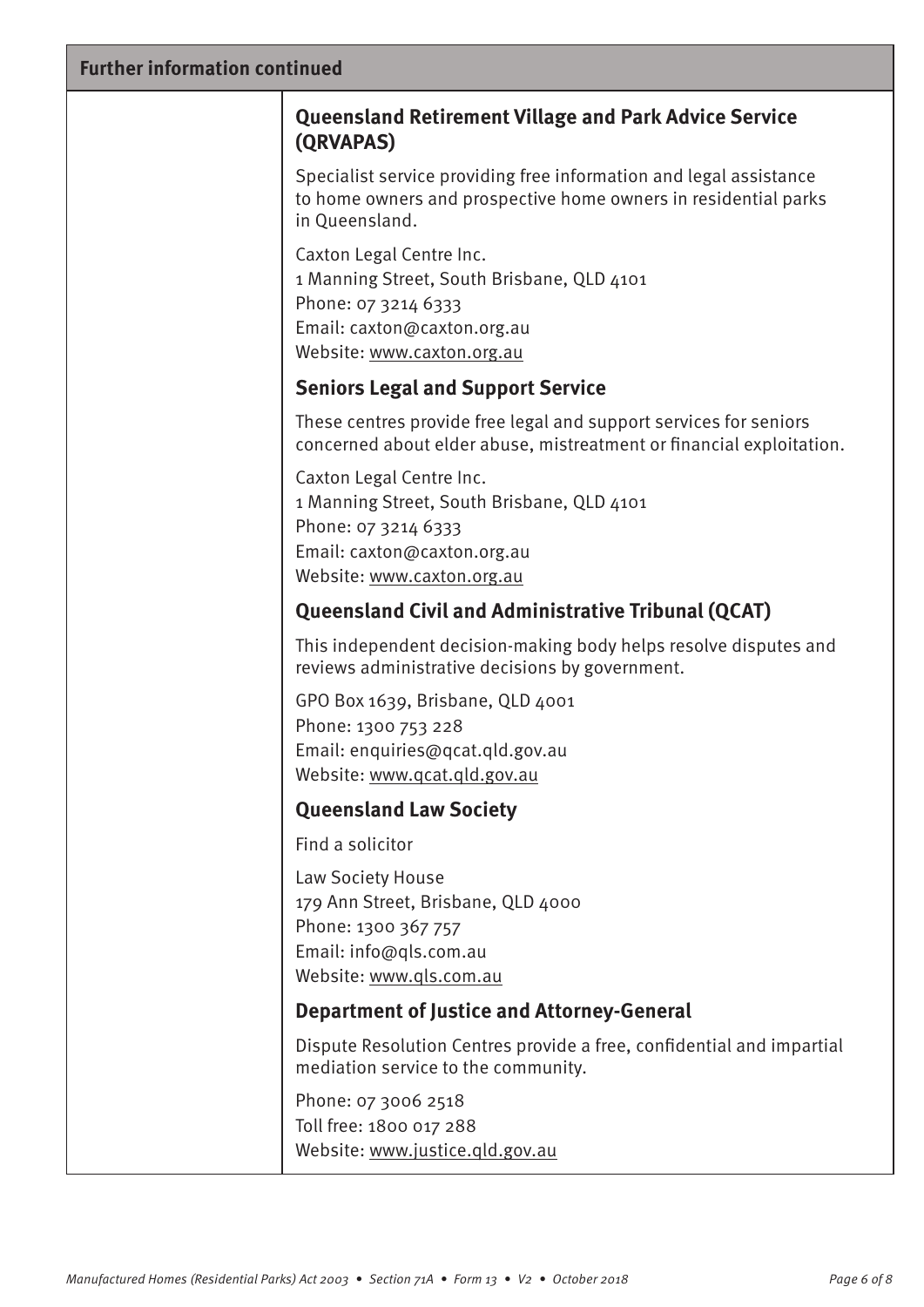## Further information continued

### Queensland Retirement Village and Park Advice Service (QRVAPAS)

Specialist service providing free information and legal assistance to home owners and prospective home owners in residential parks in Queensland.

Caxton Legal Centre Inc.
1 Manning Street, South Brisbane, QLD 4101
Phone: 07 3214 6333
Email: caxton@caxton.org.au
Website: www.caxton.org.au

### Seniors Legal and Support Service

These centres provide free legal and support services for seniors concerned about elder abuse, mistreatment or financial exploitation.

Caxton Legal Centre Inc.
1 Manning Street, South Brisbane, QLD 4101
Phone: 07 3214 6333
Email: caxton@caxton.org.au
Website: www.caxton.org.au

### Queensland Civil and Administrative Tribunal (QCAT)

This independent decision-making body helps resolve disputes and reviews administrative decisions by government.

GPO Box 1639, Brisbane, QLD 4001
Phone: 1300 753 228
Email: enquiries@qcat.qld.gov.au
Website: www.qcat.qld.gov.au

### Queensland Law Society

Find a solicitor

Law Society House
179 Ann Street, Brisbane, QLD 4000
Phone: 1300 367 757
Email: info@qls.com.au
Website: www.qls.com.au

### Department of Justice and Attorney-General

Dispute Resolution Centres provide a free, confidential and impartial mediation service to the community.

Phone: 07 3006 2518
Toll free: 1800 017 288
Website: www.justice.qld.gov.au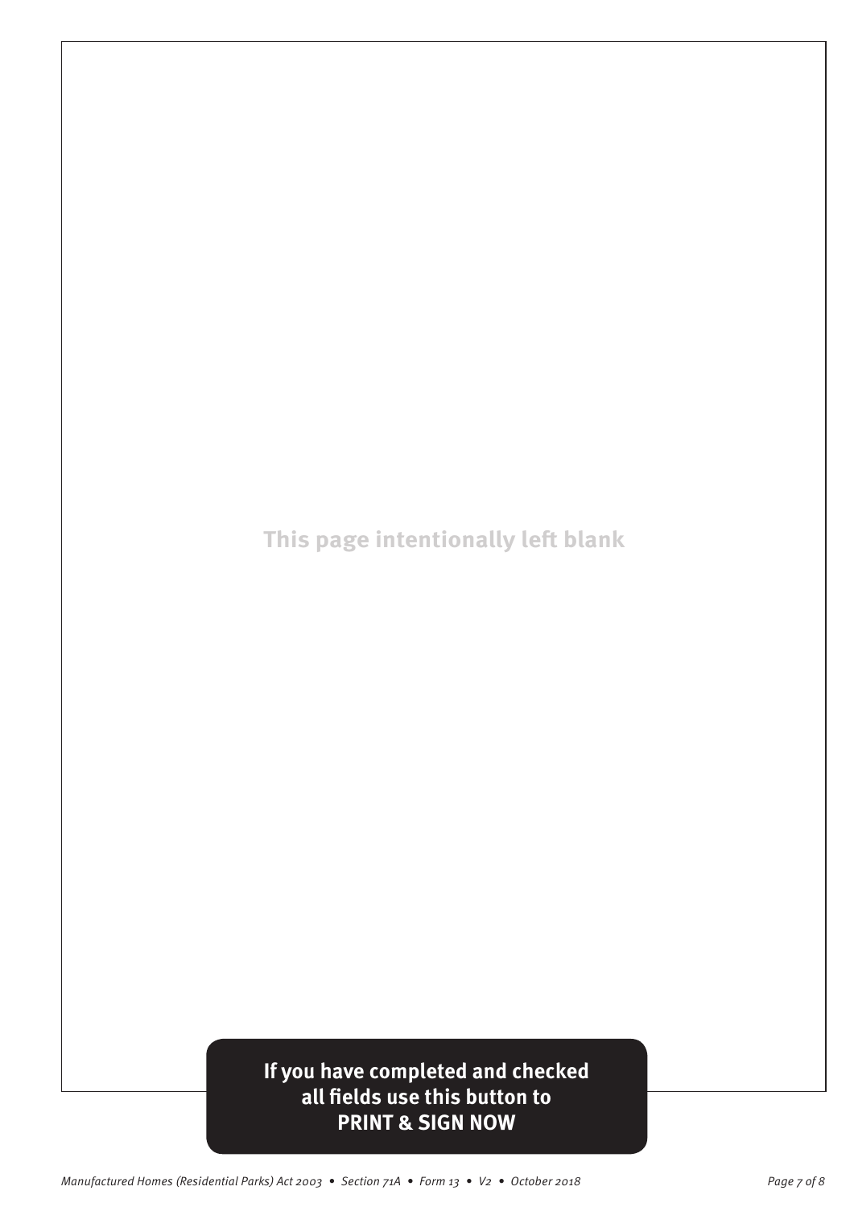This page intentionally left blank

**If you have completed and checked all fields use this button to PRINT & SIGN NOW**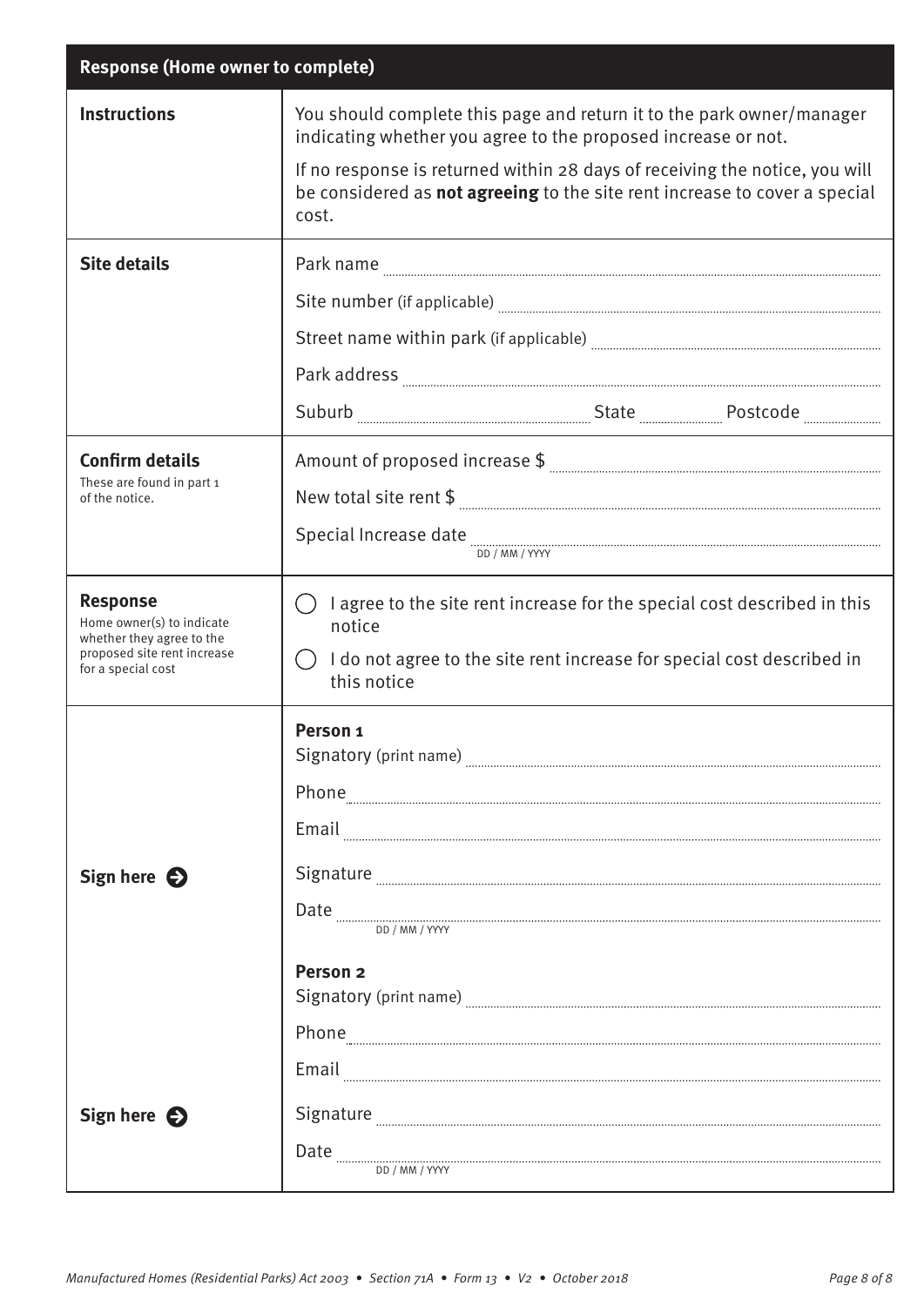## Response (Home owner to complete)

| | |
|---|---|
| **Instructions** | You should complete this page and return it to the park owner/manager indicating whether you agree to the proposed increase or not.<br><br>If no response is returned within 28 days of receiving the notice, you will be considered as **not agreeing** to the site rent increase to cover a special cost. |
| **Site details** | Park name ..........<br>Site number (if applicable) ..........<br>Street name within park (if applicable) ..........<br>Park address ..........<br>Suburb .......... State .......... Postcode .......... |
| **Confirm details**<br>These are found in part 1 of the notice. | Amount of proposed increase $ ..........<br>New total site rent $ ..........<br>Special Increase date .......... DD / MM / YYYY |
| **Response**<br>Home owner(s) to indicate whether they agree to the proposed site rent increase for a special cost | ◯ I agree to the site rent increase for the special cost described in this notice<br>◯ I do not agree to the site rent increase for special cost described in this notice |
| **Sign here** | **Person 1**<br>Signatory (print name) ..........<br>Phone ..........<br>Email ..........<br>Signature ..........<br>Date .......... DD / MM / YYYY |
| **Sign here** | **Person 2**<br>Signatory (print name) ..........<br>Phone ..........<br>Email ..........<br>Signature ..........<br>Date .......... DD / MM / YYYY |

*Manufactured Homes (Residential Parks) Act 2003 • Section 71A • Form 13 • V2 • October 2018*